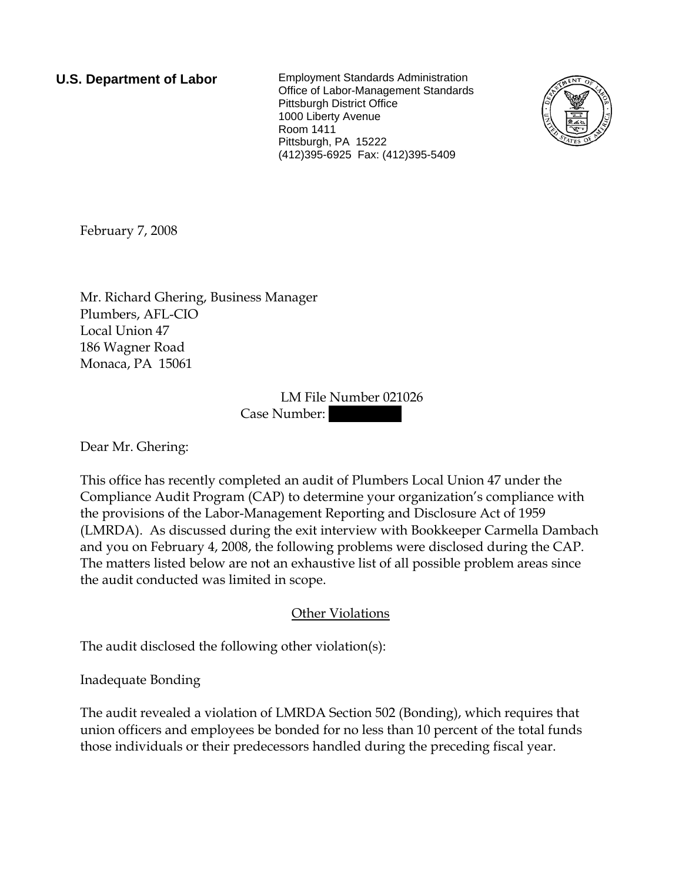**U.S. Department of Labor**

Employment Standards Administration
Office of Labor-Management Standards
Pittsburgh District Office
1000 Liberty Avenue
Room 1411
Pittsburgh, PA 15222
(412)395-6925 Fax: (412)395-5409

February 7, 2008

Mr. Richard Ghering, Business Manager
Plumbers, AFL-CIO
Local Union 47
186 Wagner Road
Monaca, PA 15061

LM File Number 021026
Case Number: [redacted]

Dear Mr. Ghering:

This office has recently completed an audit of Plumbers Local Union 47 under the Compliance Audit Program (CAP) to determine your organization's compliance with the provisions of the Labor-Management Reporting and Disclosure Act of 1959 (LMRDA). As discussed during the exit interview with Bookkeeper Carmella Dambach and you on February 4, 2008, the following problems were disclosed during the CAP. The matters listed below are not an exhaustive list of all possible problem areas since the audit conducted was limited in scope.

<u>Other Violations</u>

The audit disclosed the following other violation(s):

Inadequate Bonding

The audit revealed a violation of LMRDA Section 502 (Bonding), which requires that union officers and employees be bonded for no less than 10 percent of the total funds those individuals or their predecessors handled during the preceding fiscal year.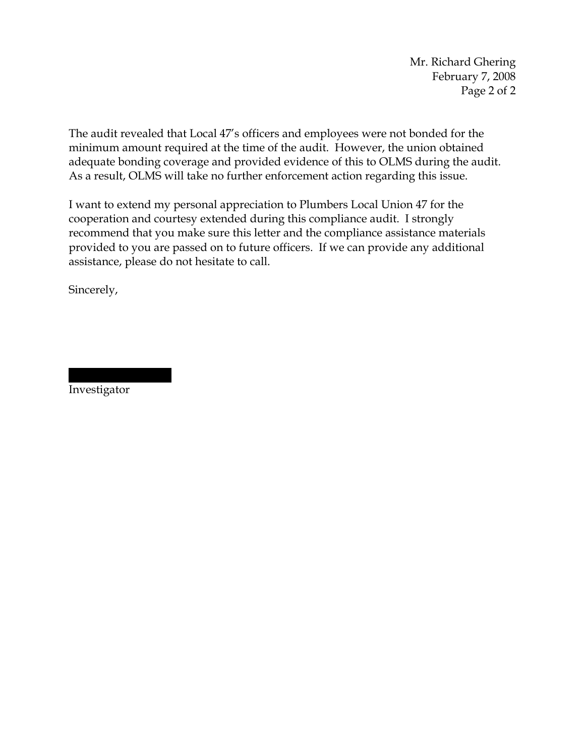The audit revealed that Local 47's officers and employees were not bonded for the minimum amount required at the time of the audit. However, the union obtained adequate bonding coverage and provided evidence of this to OLMS during the audit. As a result, OLMS will take no further enforcement action regarding this issue.

I want to extend my personal appreciation to Plumbers Local Union 47 for the cooperation and courtesy extended during this compliance audit. I strongly recommend that you make sure this letter and the compliance assistance materials provided to you are passed on to future officers. If we can provide any additional assistance, please do not hesitate to call.

Sincerely,

Investigator